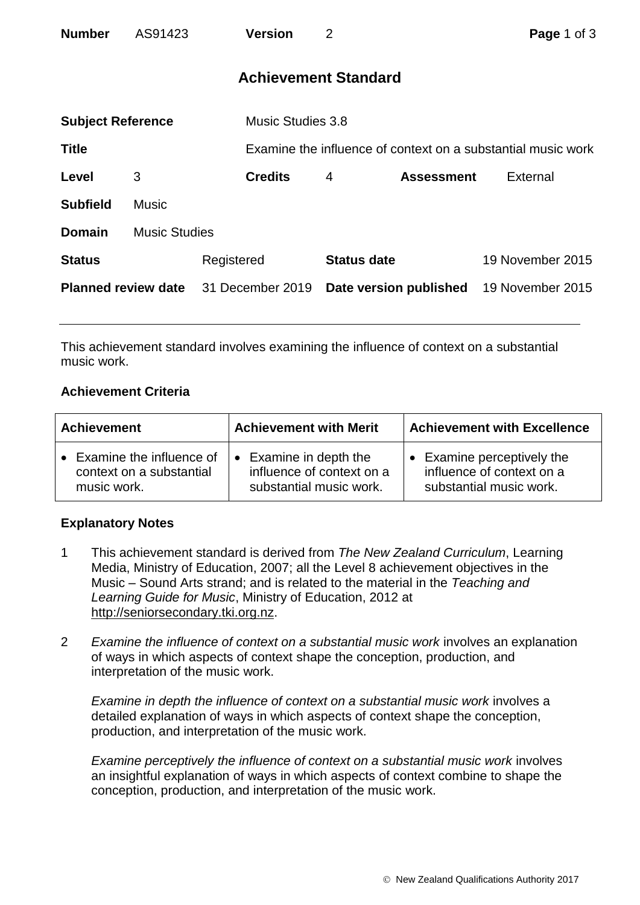# Achievement Standard

| | | | | | |
|---|---|---|---|---|---|
| **Subject Reference** | | Music Studies 3.8 | | | |
| **Title** | | Examine the influence of context on a substantial music work | | | |
| **Level** | 3 | **Credits** | 4 | **Assessment** | External |
| **Subfield** | Music | | | | |
| **Domain** | Music Studies | | | | |
| **Status** | Registered | **Status date** | 19 November 2015 | | |
| **Planned review date** | 31 December 2019 | **Date version published** | 19 November 2015 | | |

This achievement standard involves examining the influence of context on a substantial music work.

**Achievement Criteria**

| Achievement | Achievement with Merit | Achievement with Excellence |
|---|---|---|
| • Examine the influence of context on a substantial music work. | • Examine in depth the influence of context on a substantial music work. | • Examine perceptively the influence of context on a substantial music work. |

**Explanatory Notes**

1. This achievement standard is derived from *The New Zealand Curriculum*, Learning Media, Ministry of Education, 2007; all the Level 8 achievement objectives in the Music – Sound Arts strand; and is related to the material in the *Teaching and Learning Guide for Music*, Ministry of Education, 2012 at http://seniorsecondary.tki.org.nz.

2. *Examine the influence of context on a substantial music work* involves an explanation of ways in which aspects of context shape the conception, production, and interpretation of the music work.

   *Examine in depth the influence of context on a substantial music work* involves a detailed explanation of ways in which aspects of context shape the conception, production, and interpretation of the music work.

   *Examine perceptively the influence of context on a substantial music work* involves an insightful explanation of ways in which aspects of context combine to shape the conception, production, and interpretation of the music work.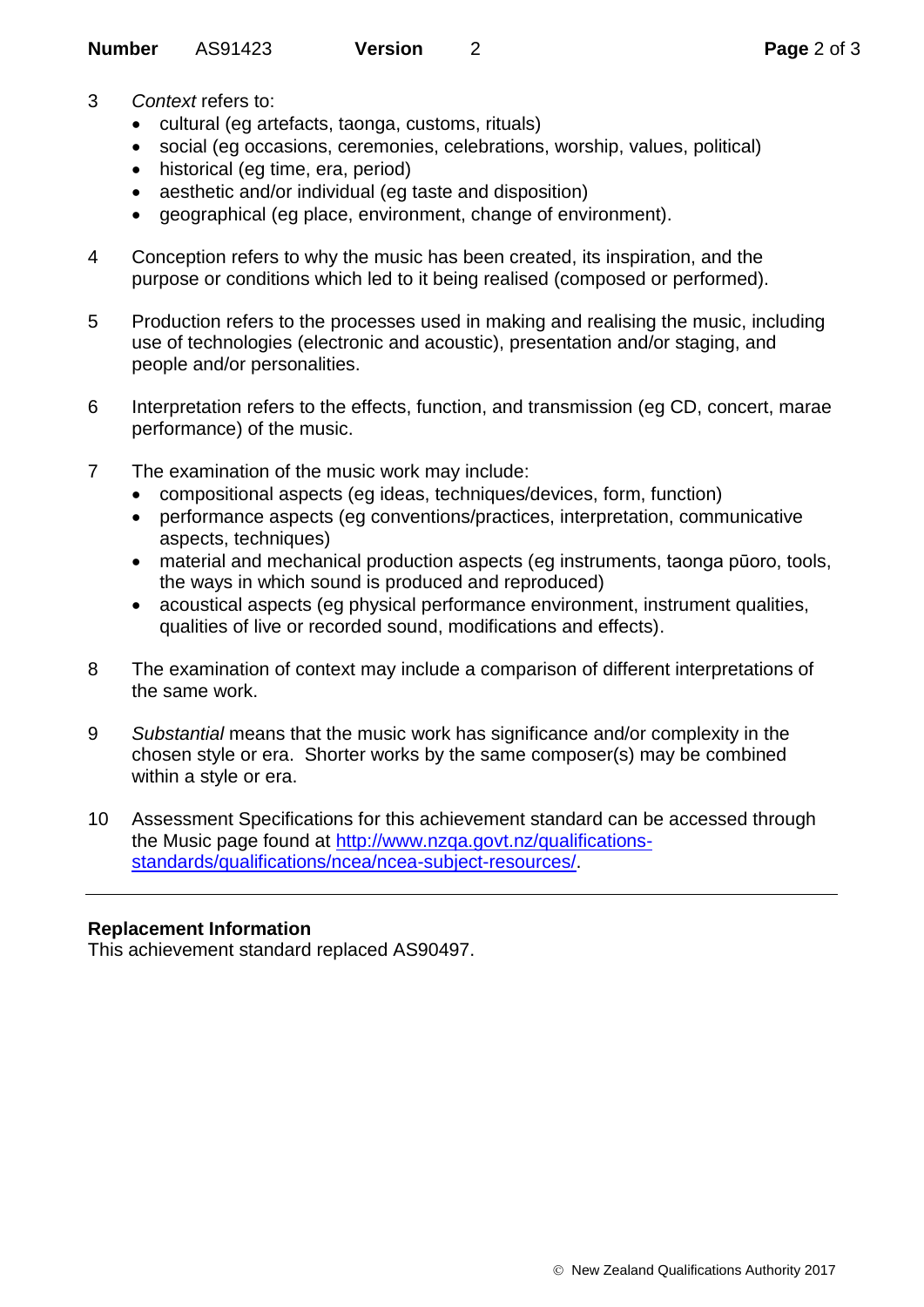3 *Context* refers to:
   - cultural (eg artefacts, taonga, customs, rituals)
   - social (eg occasions, ceremonies, celebrations, worship, values, political)
   - historical (eg time, era, period)
   - aesthetic and/or individual (eg taste and disposition)
   - geographical (eg place, environment, change of environment).

4 Conception refers to why the music has been created, its inspiration, and the purpose or conditions which led to it being realised (composed or performed).

5 Production refers to the processes used in making and realising the music, including use of technologies (electronic and acoustic), presentation and/or staging, and people and/or personalities.

6 Interpretation refers to the effects, function, and transmission (eg CD, concert, marae performance) of the music.

7 The examination of the music work may include:
   - compositional aspects (eg ideas, techniques/devices, form, function)
   - performance aspects (eg conventions/practices, interpretation, communicative aspects, techniques)
   - material and mechanical production aspects (eg instruments, taonga pūoro, tools, the ways in which sound is produced and reproduced)
   - acoustical aspects (eg physical performance environment, instrument qualities, qualities of live or recorded sound, modifications and effects).

8 The examination of context may include a comparison of different interpretations of the same work.

9 *Substantial* means that the music work has significance and/or complexity in the chosen style or era. Shorter works by the same composer(s) may be combined within a style or era.

10 Assessment Specifications for this achievement standard can be accessed through the Music page found at [http://www.nzqa.govt.nz/qualifications-standards/qualifications/ncea/ncea-subject-resources/](http://www.nzqa.govt.nz/qualifications-standards/qualifications/ncea/ncea-subject-resources/).

---

**Replacement Information**

This achievement standard replaced AS90497.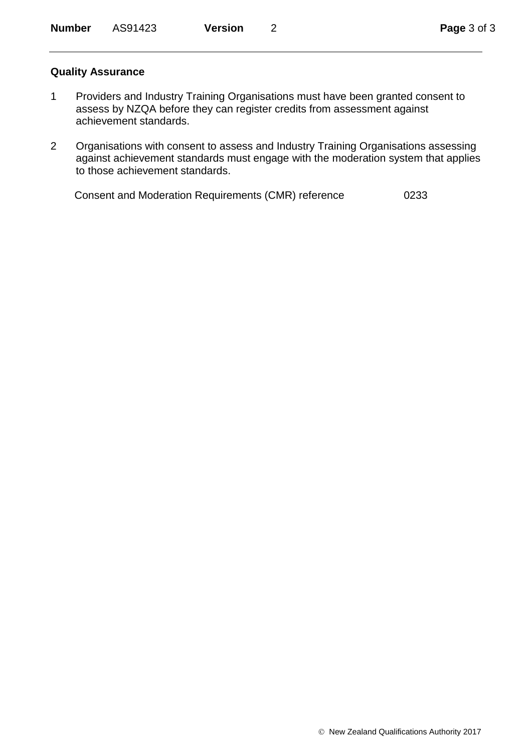**Quality Assurance**

1. Providers and Industry Training Organisations must have been granted consent to assess by NZQA before they can register credits from assessment against achievement standards.

2. Organisations with consent to assess and Industry Training Organisations assessing against achievement standards must engage with the moderation system that applies to those achievement standards.

   Consent and Moderation Requirements (CMR) reference 0233

© New Zealand Qualifications Authority 2017